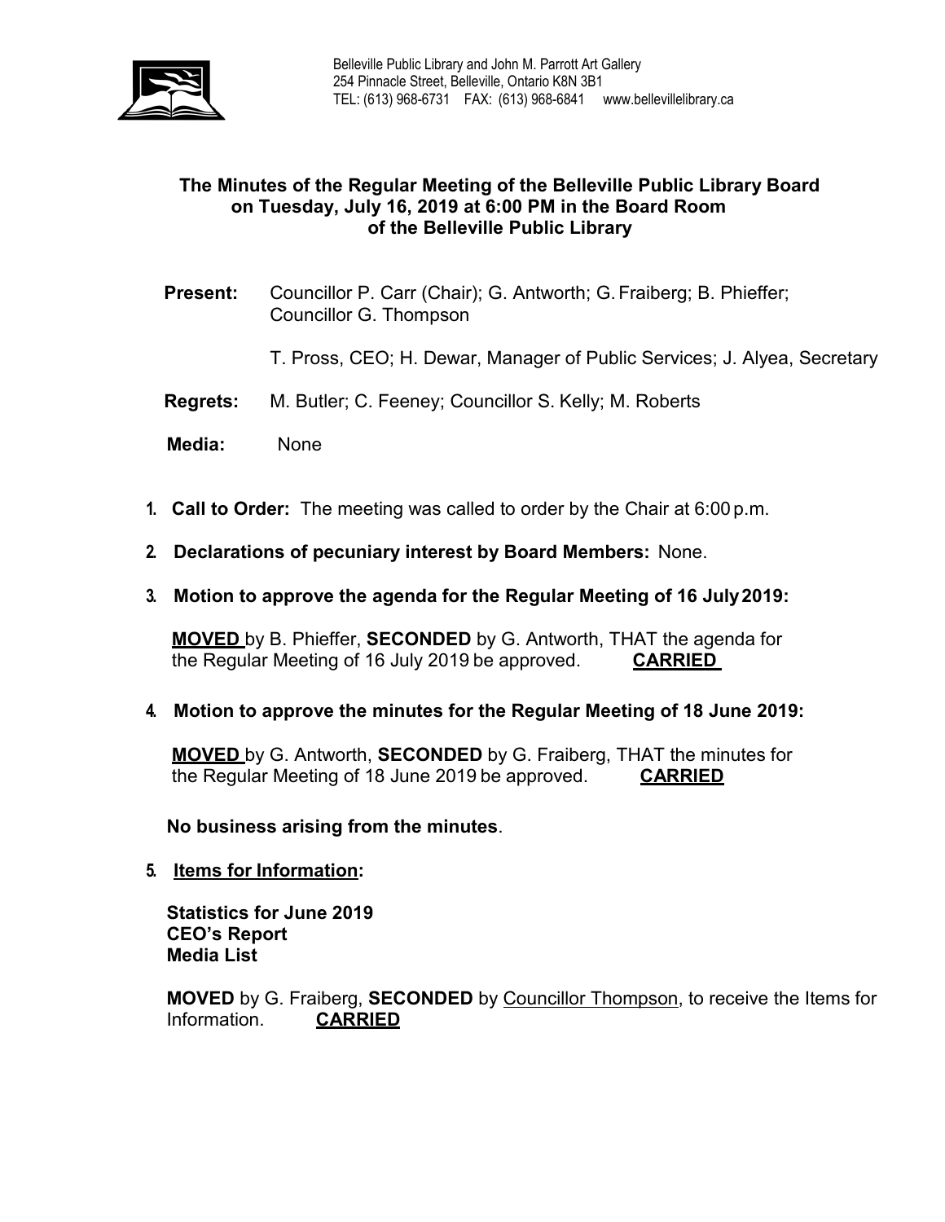Belleville Public Library and John M. Parrott Art Gallery
254 Pinnacle Street, Belleville, Ontario K8N 3B1
TEL: (613) 968-6731 FAX: (613) 968-6841 www.bellevillelibrary.ca

# The Minutes of the Regular Meeting of the Belleville Public Library Board on Tuesday, July 16, 2019 at 6:00 PM in the Board Room of the Belleville Public Library

**Present:** Councillor P. Carr (Chair); G. Antworth; G. Fraiberg; B. Phieffer; Councillor G. Thompson

T. Pross, CEO; H. Dewar, Manager of Public Services; J. Alyea, Secretary

**Regrets:** M. Butler; C. Feeney; Councillor S. Kelly; M. Roberts

**Media:** None

1. **Call to Order:** The meeting was called to order by the Chair at 6:00 p.m.

2. **Declarations of pecuniary interest by Board Members:** None.

3. **Motion to approve the agenda for the Regular Meeting of 16 July 2019:**

   **MOVED** by B. Phieffer, **SECONDED** by G. Antworth, THAT the agenda for the Regular Meeting of 16 July 2019 be approved. **CARRIED**

4. **Motion to approve the minutes for the Regular Meeting of 18 June 2019:**

   **MOVED** by G. Antworth, **SECONDED** by G. Fraiberg, THAT the minutes for the Regular Meeting of 18 June 2019 be approved. **CARRIED**

   **No business arising from the minutes**.

5. **Items for Information:**

   **Statistics for June 2019**
   **CEO's Report**
   **Media List**

   **MOVED** by G. Fraiberg, **SECONDED** by Councillor Thompson, to receive the Items for Information. **CARRIED**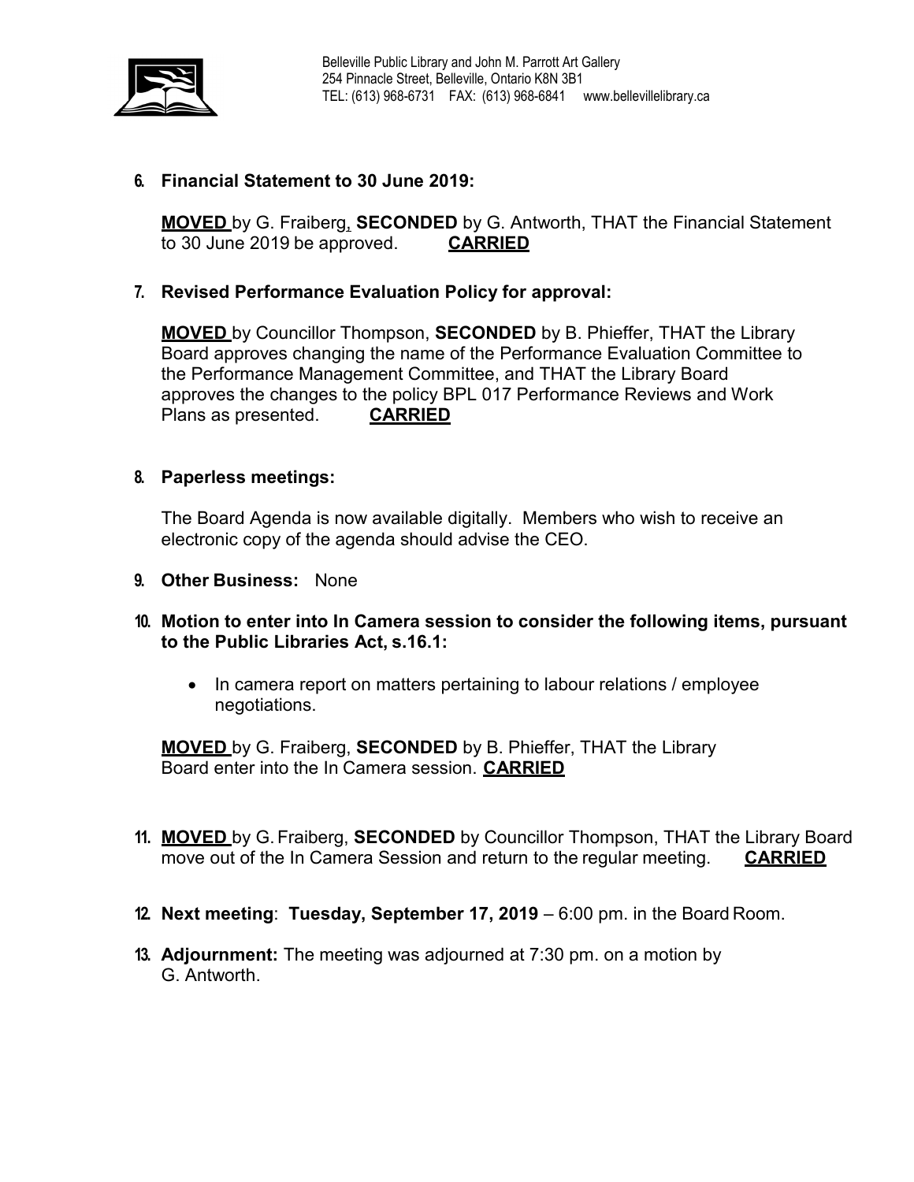6. **Financial Statement to 30 June 2019:**

   **MOVED** by G. Fraiberg, **SECONDED** by G. Antworth, THAT the Financial Statement to 30 June 2019 be approved. **CARRIED**

7. **Revised Performance Evaluation Policy for approval:**

   **MOVED** by Councillor Thompson, **SECONDED** by B. Phieffer, THAT the Library Board approves changing the name of the Performance Evaluation Committee to the Performance Management Committee, and THAT the Library Board approves the changes to the policy BPL 017 Performance Reviews and Work Plans as presented. **CARRIED**

8. **Paperless meetings:**

   The Board Agenda is now available digitally. Members who wish to receive an electronic copy of the agenda should advise the CEO.

9. **Other Business:** None

10. **Motion to enter into In Camera session to consider the following items, pursuant to the Public Libraries Act, s.16.1:**

    - In camera report on matters pertaining to labour relations / employee negotiations.

    **MOVED** by G. Fraiberg, **SECONDED** by B. Phieffer, THAT the Library Board enter into the In Camera session. **CARRIED**

11. **MOVED** by G. Fraiberg, **SECONDED** by Councillor Thompson, THAT the Library Board move out of the In Camera Session and return to the regular meeting. **CARRIED**

12. **Next meeting**: **Tuesday, September 17, 2019** – 6:00 pm. in the Board Room.

13. **Adjournment:** The meeting was adjourned at 7:30 pm. on a motion by G. Antworth.